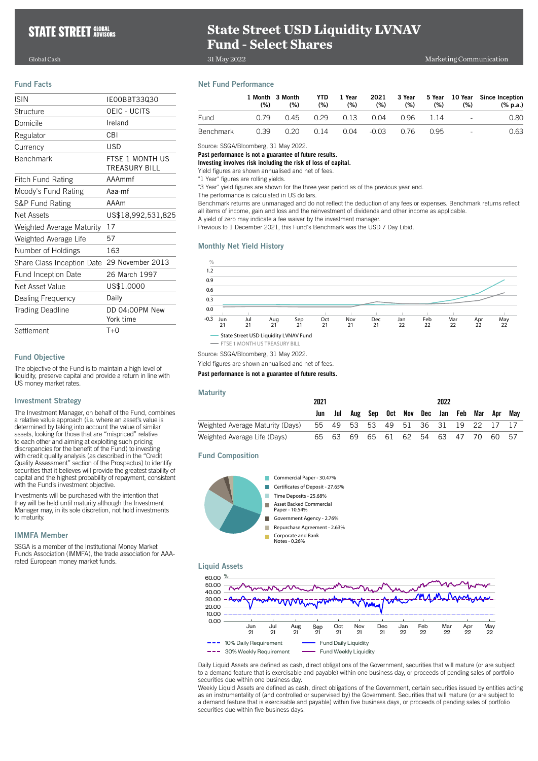STATE STREET GLOBAL ADVISORS

Global Cash

# State Street USD Liquidity LVNAV Fund - Select Shares

31 May 2022

Marketing Communication

## Fund Facts

| | |
|---|---|
| ISIN | IE00BBT33Q30 |
| Structure | OEIC - UCITS |
| Domicile | Ireland |
| Regulator | CBI |
| Currency | USD |
| Benchmark | FTSE 1 MONTH US TREASURY BILL |
| Fitch Fund Rating | AAAmmf |
| Moody's Fund Rating | Aaa-mf |
| S&P Fund Rating | AAAm |
| Net Assets | US$18,992,531,825 |
| Weighted Average Maturity | 17 |
| Weighted Average Life | 57 |
| Number of Holdings | 163 |
| Share Class Inception Date | 29 November 2013 |
| Fund Inception Date | 26 March 1997 |
| Net Asset Value | US$1.0000 |
| Dealing Frequency | Daily |
| Trading Deadline | DD 04:00PM New York time |
| Settlement | T+0 |

## Fund Objective

The objective of the Fund is to maintain a high level of liquidity, preserve capital and provide a return in line with US money market rates.

## Investment Strategy

The Investment Manager, on behalf of the Fund, combines a relative value approach (i.e. where an asset's value is determined by taking into account the value of similar assets, looking for those that are "mispriced" relative to each other and aiming at exploiting such pricing discrepancies for the benefit of the Fund) to investing with credit quality analysis (as described in the "Credit Quality Assessment" section of the Prospectus) to identify securities that it believes will provide the greatest stability of capital and the highest probability of repayment, consistent with the Fund's investment objective.

Investments will be purchased with the intention that they will be held until maturity although the Investment Manager may, in its sole discretion, not hold investments to maturity.

## IMMFA Member

SSGA is a member of the Institutional Money Market Funds Association (IMMFA), the trade association for AAA-rated European money market funds.

## Net Fund Performance

| | 1 Month (%) | 3 Month (%) | YTD (%) | 1 Year (%) | 2021 (%) | 3 Year (%) | 5 Year (%) | 10 Year (%) | Since Inception (% p.a.) |
|---|---|---|---|---|---|---|---|---|---|
| Fund | 0.79 | 0.45 | 0.29 | 0.13 | 0.04 | 0.96 | 1.14 | - | 0.80 |
| Benchmark | 0.39 | 0.20 | 0.14 | 0.04 | -0.03 | 0.76 | 0.95 | - | 0.63 |

Source: SSGA/Bloomberg, 31 May 2022.

**Past performance is not a guarantee of future results.**

**Investing involves risk including the risk of loss of capital.**

Yield figures are shown annualised and net of fees.

"1 Year" figures are rolling yields.

"3 Year" yield figures are shown for the three year period as of the previous year end.

The performance is calculated in US dollars.

Benchmark returns are unmanaged and do not reflect the deduction of any fees or expenses. Benchmark returns reflect all items of income, gain and loss and the reinvestment of dividends and other income as applicable.

A yield of zero may indicate a fee waiver by the investment manager.

Previous to 1 December 2021, this Fund's Benchmark was the USD 7 Day Libid.

## Monthly Net Yield History

Source: SSGA/Bloomberg, 31 May 2022.

Yield figures are shown annualised and net of fees.

**Past performance is not a guarantee of future results.**

## Maturity

| | 2021 | | | | | | | 2022 | | | | |
|---|---|---|---|---|---|---|---|---|---|---|---|---|
| | Jun | Jul | Aug | Sep | Oct | Nov | Dec | Jan | Feb | Mar | Apr | May |
| Weighted Average Maturity (Days) | 55 | 49 | 53 | 53 | 49 | 51 | 36 | 31 | 19 | 22 | 17 | 17 |
| Weighted Average Life (Days) | 65 | 63 | 69 | 65 | 61 | 62 | 54 | 63 | 47 | 70 | 60 | 57 |

## Fund Composition

- Commercial Paper - 30.47%
- Certificates of Deposit - 27.65%
- Time Deposits - 25.68%
- Asset Backed Commercial Paper - 10.54%
- Government Agency - 2.76%
- Repurchase Agreement - 2.63%
- Corporate and Bank Notes - 0.26%

## Liquid Assets

Daily Liquid Assets are defined as cash, direct obligations of the Government, securities that will mature (or are subject to a demand feature that is exercisable and payable) within one business day, or proceeds of pending sales of portfolio securities due within one business day.

Weekly Liquid Assets are defined as cash, direct obligations of the Government, certain securities issued by entities acting as an instrumentality of (and controlled or supervised by) the Government. Securities that will mature (or are subject to a demand feature that is exercisable and payable) within five business days, or proceeds of pending sales of portfolio securities due within five business days.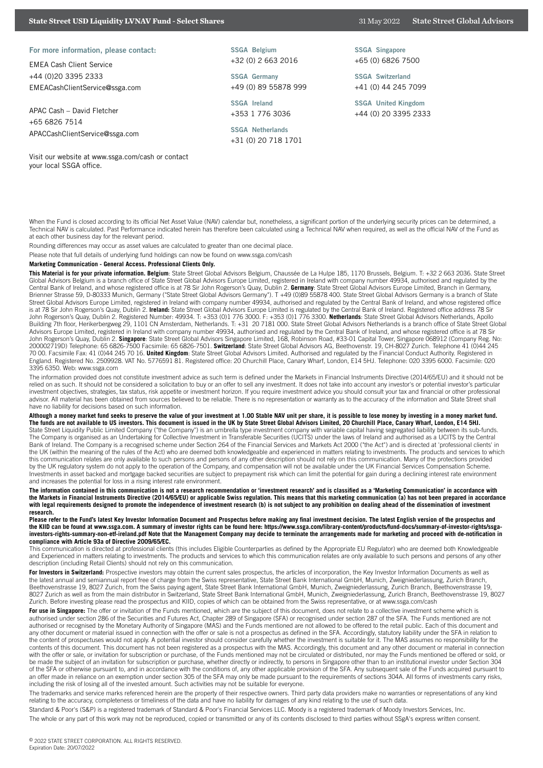**For more information, please contact:**

EMEA Cash Client Service
+44 (0)20 3395 2333
EMEACashClientService@ssga.com

APAC Cash – David Fletcher
+65 6826 7514
APACCashClientService@ssga.com

Visit our website at www.ssga.com/cash or contact your local SSGA office.

**SSGA Belgium**
+32 (0) 2 663 2016

**SSGA Germany**
+49 (0) 89 55878 999

**SSGA Ireland**
+353 1 776 3036

**SSGA Netherlands**
+31 (0) 20 718 1701

**SSGA Singapore**
+65 (0) 6826 7500

**SSGA Switzerland**
+41 (0) 44 245 7099

**SSGA United Kingdom**
+44 (0) 20 3395 2333

When the Fund is closed according to its official Net Asset Value (NAV) calendar but, nonetheless, a significant portion of the underlying security prices can be determined, a Technical NAV is calculated. Past Performance indicated herein has therefore been calculated using a Technical NAV when required, as well as the official NAV of the Fund as at each other business day for the relevant period.

Rounding differences may occur as asset values are calculated to greater than one decimal place.

Please note that full details of underlying fund holdings can now be found on www.ssga.com/cash

**Marketing Communication - General Access. Professional Clients Only.**

**This Material is for your private information. Belgium**: State Street Global Advisors Belgium, Chaussée de La Hulpe 185, 1170 Brussels, Belgium. T: +32 2 663 2036. State Street Global Advisors Belgium is a branch office of State Street Global Advisors Europe Limited, registered in Ireland with company number 49934, authorised and regulated by the Central Bank of Ireland, and whose registered office is at 78 Sir John Rogerson's Quay, Dublin 2. **Germany**: State Street Global Advisors Europe Limited, Branch in Germany, Brienner Strasse 59, D-80333 Munich, Germany ("State Street Global Advisors Germany"). T +49 (0)89 55878 400. State Street Global Advisors Germany is a branch of State Street Global Advisors Europe Limited, registered in Ireland with company number 49934, authorised and regulated by the Central Bank of Ireland, and whose registered office is at 78 Sir John Rogerson's Quay, Dublin 2. **Ireland:** State Street Global Advisors Europe Limited is regulated by the Central Bank of Ireland. Registered office address 78 Sir John Rogerson's Quay, Dublin 2. Registered Number: 49934. T: +353 (0)1 776 3000. F: +353 (0)1 776 3300. **Netherlands**: State Street Global Advisors Netherlands, Apollo Building 7th floor, Herikerbergweg 29, 1101 CN Amsterdam, Netherlands. T: +31 20 7181 000. State Street Global Advisors Netherlands is a branch office of State Street Global Advisors Europe Limited, registered in Ireland with company number 49934, authorised and regulated by the Central Bank of Ireland, and whose registered office is at 78 Sir John Rogerson's Quay, Dublin 2. **Singapore**: State Street Global Advisors Singapore Limited, 168, Robinson Road, #33-01 Capital Tower, Singapore 068912 (Company Reg. No: 200002719D) Telephone: 65 6826-7500 Facsimile: 65 6826-7501. **Switzerland**: State Street Global Advisors AG, Beethovenstr. 19, CH-8027 Zurich. Telephone 41 (0)44 245 70 00. Facsimile Fax: 41 (0)44 245 70 16. **United Kingdom**: State Street Global Advisors Limited. Authorised and regulated by the Financial Conduct Authority. Registered in England. Registered No. 2509928. VAT No. 5776591 81. Registered office: 20 Churchill Place, Canary Wharf, London, E14 5HJ. Telephone: 020 3395 6000. Facsimile: 020 3395 6350. Web: www.ssga.com

The information provided does not constitute investment advice as such term is defined under the Markets in Financial Instruments Directive (2014/65/EU) and it should not be relied on as such. It should not be considered a solicitation to buy or an offer to sell any investment. It does not take into account any investor's or potential investor's particular investment objectives, strategies, tax status, risk appetite or investment horizon. If you require investment advice you should consult your tax and financial or other professional advisor. All material has been obtained from sources believed to be reliable. There is no representation or warranty as to the accuracy of the information and State Street shall have no liability for decisions based on such information.

**Although a money market fund seeks to preserve the value of your investment at 1.00 Stable NAV unit per share, it is possible to lose money by investing in a money market fund. The funds are not available to US investors. This document is issued in the UK by State Street Global Advisors Limited, 20 Churchill Place, Canary Wharf, London, E14 5HJ.**
State Street Liquidity Public Limited Company ("the Company") is an umbrella type investment company with variable capital having segregated liability between its sub-funds. The Company is organised as an Undertaking for Collective Investment in Transferable Securities (UCITS) under the laws of Ireland and authorised as a UCITS by the Central Bank of Ireland. The Company is a recognised scheme under Section 264 of the Financial Services and Markets Act 2000 ("the Act") and is directed at 'professional clients' in the UK (within the meaning of the rules of the Act) who are deemed both knowledgeable and experienced in matters relating to investments. The products and services to which this communication relates are only available to such persons and persons of any other description should not rely on this communication. Many of the protections provided by the UK regulatory system do not apply to the operation of the Company, and compensation will not be available under the UK Financial Services Compensation Scheme. Investments in asset backed and mortgage backed securities are subject to prepayment risk which can limit the potential for gain during a declining interest rate environment and increases the potential for loss in a rising interest rate environment.

**The information contained in this communication is not a research recommendation or 'investment research' and is classified as a 'Marketing Communication' in accordance with the Markets in Financial Instruments Directive (2014/65/EU) or applicable Swiss regulation. This means that this marketing communication (a) has not been prepared in accordance with legal requirements designed to promote the independence of investment research (b) is not subject to any prohibition on dealing ahead of the dissemination of investment research.**

**Please refer to the Fund's latest Key Investor Information Document and Prospectus before making any final investment decision. The latest English version of the prospectus and the KIID can be found at www.ssga.com. A summary of investor rights can be found here: https://www.ssga.com/library-content/products/fund-docs/summary-of-investor-rights/ssga-investors-rights-summary-non-etf-ireland.pdf Note that the Management Company may decide to terminate the arrangements made for marketing and proceed with de-notification in compliance with Article 93a of Directive 2009/65/EC.**

This communication is directed at professional clients (this includes Eligible Counterparties as defined by the Appropriate EU Regulator) who are deemed both Knowledgeable and Experienced in matters relating to investments. The products and services to which this communication relates are only available to such persons and persons of any other description (including Retail Clients) should not rely on this communication.

**For Investors in Switzerland:** Prospective investors may obtain the current sales prospectus, the articles of incorporation, the Key Investor Information Documents as well as the latest annual and semiannual report free of charge from the Swiss representative, State Street Bank International GmbH, Munich, Zweigniederlassung, Zurich Branch, Beethovenstrasse 19, 8027 Zurich, from the Swiss paying agent, State Street Bank International GmbH, Munich, Zweigniederlassung, Zurich Branch, Beethovenstrasse 19, 8027 Zurich as well as from the main distributor in Switzerland, State Street Bank International GmbH, Munich, Zweigniederlassung, Zurich Branch, Beethovenstrasse 19, 8027 Zurich. Before investing please read the prospectus and KIID, copies of which can be obtained from the Swiss representative, or at www.ssga.com/cash

**For use in Singapore:** The offer or invitation of the Funds mentioned, which are the subject of this document, does not relate to a collective investment scheme which is authorised under section 286 of the Securities and Futures Act, Chapter 289 of Singapore (SFA) or recognised under section 287 of the SFA. The Funds mentioned are not authorised or recognised by the Monetary Authority of Singapore (MAS) and the Funds mentioned are not allowed to be offered to the retail public. Each of this document and any other document or material issued in connection with the offer or sale is not a prospectus as defined in the SFA. Accordingly, statutory liability under the SFA in relation to the content of prospectuses would not apply. A potential investor should consider carefully whether the investment is suitable for it. The MAS assumes no responsibility for the contents of this document. This document has not been registered as a prospectus with the MAS. Accordingly, this document and any other document or material in connection with the offer or sale, or invitation for subscription or purchase, of the Funds mentioned may not be circulated or distributed, nor may the Funds mentioned be offered or sold, or be made the subject of an invitation for subscription or purchase, whether directly or indirectly, to persons in Singapore other than to an institutional investor under Section 304 of the SFA or otherwise pursuant to, and in accordance with the conditions of, any other applicable provision of the SFA. Any subsequent sale of the Funds acquired pursuant to an offer made in reliance on an exemption under section 305 of the SFA may only be made pursuant to the requirements of sections 304A. All forms of investments carry risks, including the risk of losing all of the invested amount. Such activities may not be suitable for everyone.

The trademarks and service marks referenced herein are the property of their respective owners. Third party data providers make no warranties or representations of any kind relating to the accuracy, completeness or timeliness of the data and have no liability for damages of any kind relating to the use of such data.

Standard & Poor's (S&P) is a registered trademark of Standard & Poor's Financial Services LLC. Moody is a registered trademark of Moody Investors Services, Inc.

The whole or any part of this work may not be reproduced, copied or transmitted or any of its contents disclosed to third parties without SSgA's express written consent.

© 2022 STATE STREET CORPORATION. ALL RIGHTS RESERVED.
Expiration Date: 20/07/2022